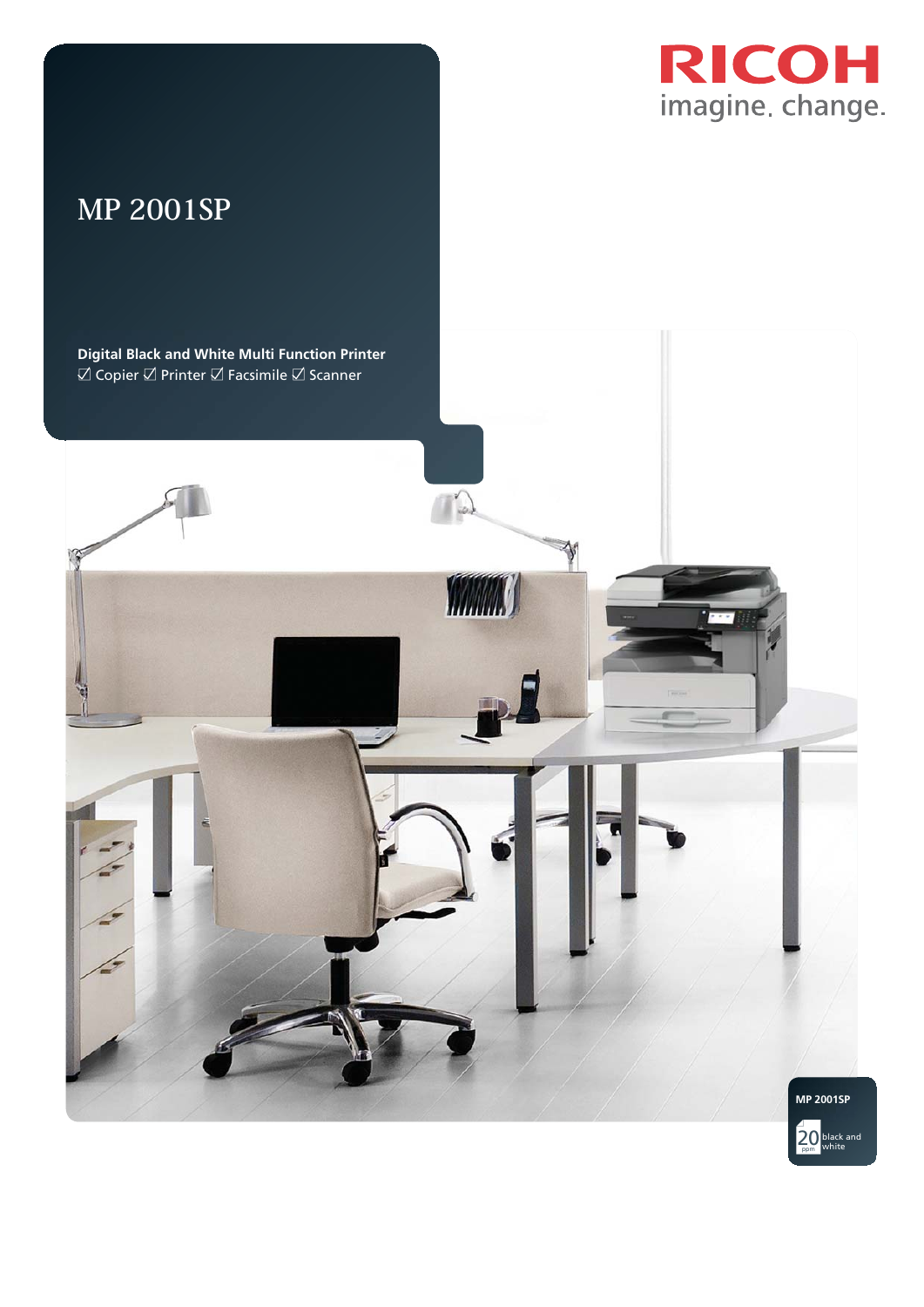RICOH
imagine. change.

# MP 2001SP

**Digital Black and White Multi Function Printer**
☑ Copier ☑ Printer ☑ Facsimile ☑ Scanner

**MP 2001SP**

20 ppm black and white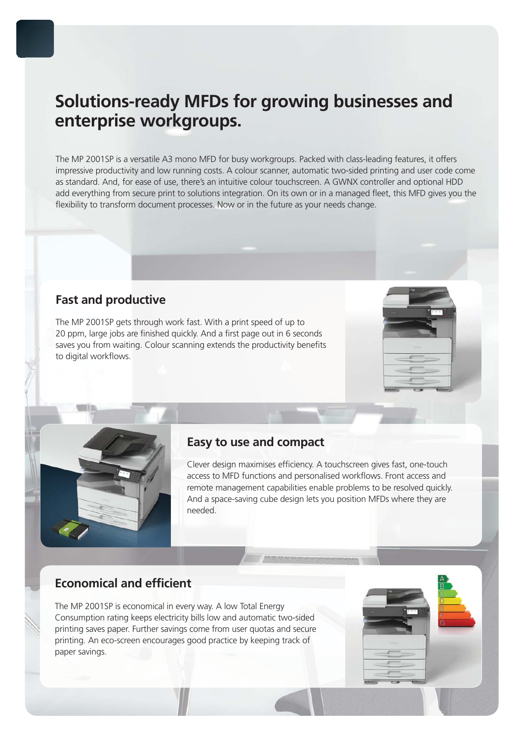# Solutions-ready MFDs for growing businesses and enterprise workgroups.

The MP 2001SP is a versatile A3 mono MFD for busy workgroups. Packed with class-leading features, it offers impressive productivity and low running costs. A colour scanner, automatic two-sided printing and user code come as standard. And, for ease of use, there's an intuitive colour touchscreen. A GWNX controller and optional HDD add everything from secure print to solutions integration. On its own or in a managed fleet, this MFD gives you the flexibility to transform document processes. Now or in the future as your needs change.

## Fast and productive

The MP 2001SP gets through work fast. With a print speed of up to 20 ppm, large jobs are finished quickly. And a first page out in 6 seconds saves you from waiting. Colour scanning extends the productivity benefits to digital workflows.

## Easy to use and compact

Clever design maximises efficiency. A touchscreen gives fast, one-touch access to MFD functions and personalised workflows. Front access and remote management capabilities enable problems to be resolved quickly. And a space-saving cube design lets you position MFDs where they are needed.

## Economical and efficient

The MP 2001SP is economical in every way. A low Total Energy Consumption rating keeps electricity bills low and automatic two-sided printing saves paper. Further savings come from user quotas and secure printing. An eco-screen encourages good practice by keeping track of paper savings.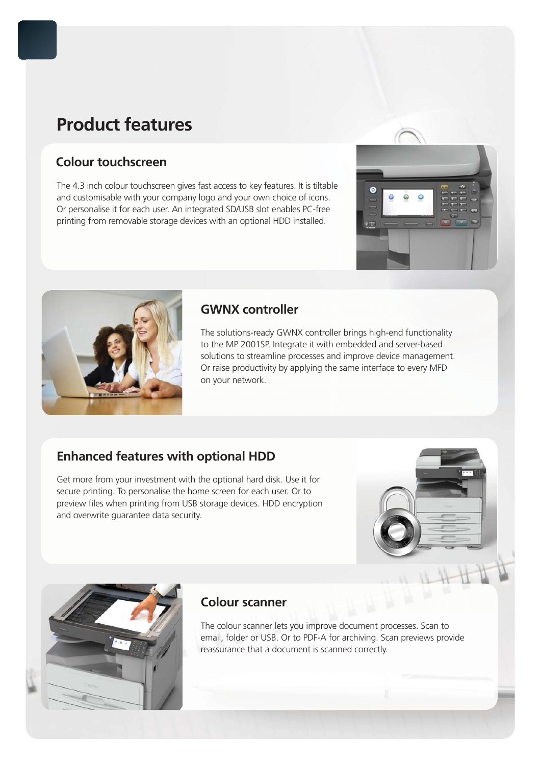# Product features

## Colour touchscreen

The 4.3 inch colour touchscreen gives fast access to key features. It is tiltable and customisable with your company logo and your own choice of icons. Or personalise it for each user. An integrated SD/USB slot enables PC-free printing from removable storage devices with an optional HDD installed.

## GWNX controller

The solutions-ready GWNX controller brings high-end functionality to the MP 2001SP. Integrate it with embedded and server-based solutions to streamline processes and improve device management. Or raise productivity by applying the same interface to every MFD on your network.

## Enhanced features with optional HDD

Get more from your investment with the optional hard disk. Use it for secure printing. To personalise the home screen for each user. Or to preview files when printing from USB storage devices. HDD encryption and overwrite guarantee data security.

## Colour scanner

The colour scanner lets you improve document processes. Scan to email, folder or USB. Or to PDF-A for archiving. Scan previews provide reassurance that a document is scanned correctly.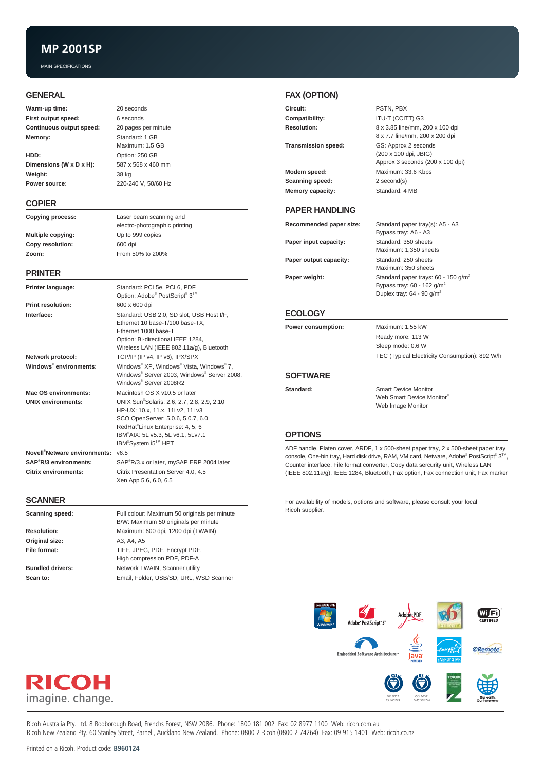# MP 2001SP

MAIN SPECIFICATIONS

## GENERAL

| | |
|---|---|
| **Warm-up time:** | 20 seconds |
| **First output speed:** | 6 seconds |
| **Continuous output speed:** | 20 pages per minute |
| **Memory:** | Standard: 1 GB<br>Maximum: 1.5 GB |
| **HDD:** | Option: 250 GB |
| **Dimensions (W x D x H):** | 587 x 568 x 460 mm |
| **Weight:** | 38 kg |
| **Power source:** | 220-240 V, 50/60 Hz |

## COPIER

| | |
|---|---|
| **Copying process:** | Laser beam scanning and electro-photographic printing |
| **Multiple copying:** | Up to 999 copies |
| **Copy resolution:** | 600 dpi |
| **Zoom:** | From 50% to 200% |

## PRINTER

| | |
|---|---|
| **Printer language:** | Standard: PCL5e, PCL6, PDF<br>Option: Adobe® PostScript® 3™ |
| **Print resolution:** | 600 x 600 dpi |
| **Interface:** | Standard: USB 2.0, SD slot, USB Host I/F, Ethernet 10 base-T/100 base-TX, Ethernet 1000 base-T<br>Option: Bi-directional IEEE 1284, Wireless LAN (IEEE 802.11a/g), Bluetooth |
| **Network protocol:** | TCP/IP (IP v4, IP v6), IPX/SPX |
| **Windows® environments:** | Windows® XP, Windows® Vista, Windows® 7, Windows® Server 2003, Windows® Server 2008, Windows® Server 2008R2 |
| **Mac OS environments:** | Macintosh OS X v10.5 or later |
| **UNIX environments:** | UNIX Sun®Solaris: 2.6, 2.7, 2.8, 2.9, 2.10<br>HP-UX: 10.x, 11.x, 11i v2, 11i v3<br>SCO OpenServer: 5.0.6, 5.0.7, 6.0<br>RedHat®Linux Enterprise: 4, 5, 6<br>IBM®AIX: 5L v5.3, 5L v6.1, 5Lv7.1<br>IBM®System i5™ HPT |
| **Novell®Netware environments:** | v6.5 |
| **SAP®R/3 environments:** | SAP®R/3.x or later, mySAP ERP 2004 later |
| **Citrix environments:** | Citrix Presentation Server 4.0, 4.5<br>Xen App 5.6, 6.0, 6.5 |

## SCANNER

| | |
|---|---|
| **Scanning speed:** | Full colour: Maximum 50 originals per minute<br>B/W: Maximum 50 originals per minute |
| **Resolution:** | Maximum: 600 dpi, 1200 dpi (TWAIN) |
| **Original size:** | A3, A4, A5 |
| **File format:** | TIFF, JPEG, PDF, Encrypt PDF, High compression PDF, PDF-A |
| **Bundled drivers:** | Network TWAIN, Scanner utility |
| **Scan to:** | Email, Folder, USB/SD, URL, WSD Scanner |

## FAX (OPTION)

| | |
|---|---|
| **Circuit:** | PSTN, PBX |
| **Compatibility:** | ITU-T (CCITT) G3 |
| **Resolution:** | 8 x 3.85 line/mm, 200 x 100 dpi<br>8 x 7.7 line/mm, 200 x 200 dpi |
| **Transmission speed:** | GS: Approx 2 seconds (200 x 100 dpi, JBIG)<br>Approx 3 seconds (200 x 100 dpi) |
| **Modem speed:** | Maximum: 33.6 Kbps |
| **Scanning speed:** | 2 second(s) |
| **Memory capacity:** | Standard: 4 MB |

## PAPER HANDLING

| | |
|---|---|
| **Recommended paper size:** | Standard paper tray(s): A5 - A3<br>Bypass tray: A6 - A3 |
| **Paper input capacity:** | Standard: 350 sheets<br>Maximum: 1,350 sheets |
| **Paper output capacity:** | Standard: 250 sheets<br>Maximum: 350 sheets |
| **Paper weight:** | Standard paper trays: 60 - 150 g/m²<br>Bypass tray: 60 - 162 g/m²<br>Duplex tray: 64 - 90 g/m² |

## ECOLOGY

| | |
|---|---|
| **Power consumption:** | Maximum: 1.55 kW<br>Ready more: 113 W<br>Sleep mode: 0.6 W<br>TEC (Typical Electricity Consumption): 892 W/h |

## SOFTWARE

| | |
|---|---|
| **Standard:** | Smart Device Monitor<br>Web Smart Device Monitor®<br>Web Image Monitor |

## OPTIONS

ADF handle, Platen cover, ARDF, 1 x 500-sheet paper tray, 2 x 500-sheet paper tray console, One-bin tray, Hard disk drive, RAM, VM card, Netware, Adobe® PostScript® 3™, Counter interface, File format converter, Copy data sercurity unit, Wireless LAN (IEEE 802.11a/g), IEEE 1284, Bluetooth, Fax option, Fax connection unit, Fax marker

For availability of models, options and software, please consult your local Ricoh supplier.

RICOH
imagine. change.

Ricoh Australia Pty. Ltd. 8 Rodborough Road, Frenchs Forest, NSW 2086. Phone: 1800 181 002 Fax: 02 8977 1100 Web: ricoh.com.au
Ricoh New Zealand Pty. 60 Stanley Street, Parnell, Auckland New Zealand. Phone: 0800 2 Ricoh (0800 2 74264) Fax: 09 915 1401 Web: ricoh.co.nz

Printed on a Ricoh. Product code: **B960124**